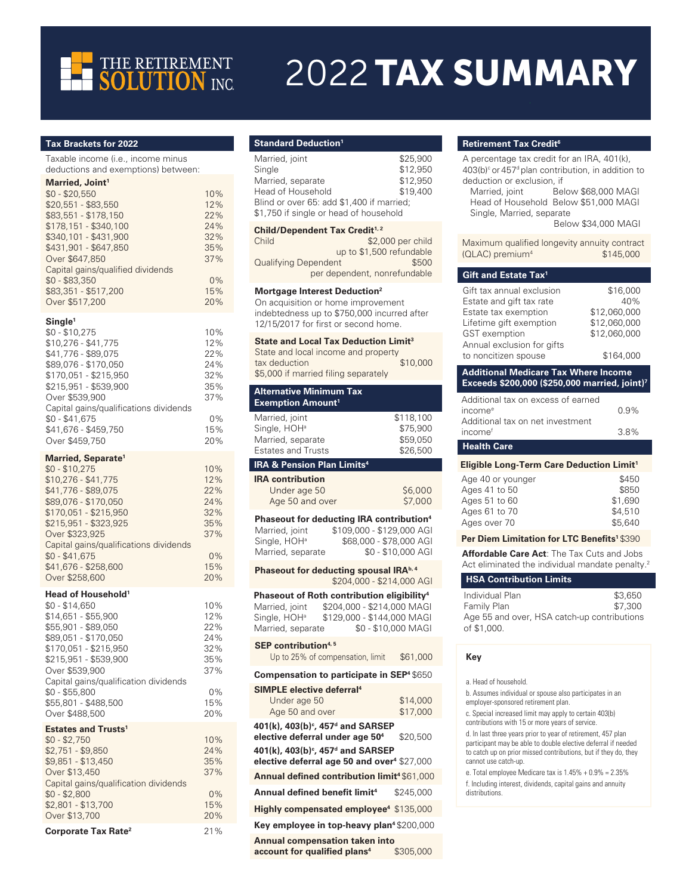# 2022 TAX SUMMARY

THE RETIREMENT SOLUTION INC.

## Tax Brackets for 2022

Taxable income (i.e., income minus deductions and exemptions) between:

**Married, Joint**[1]

| Income | Rate |
|---|---|
| $0 - $20,550 | 10% |
| $20,551 - $83,550 | 12% |
| $83,551 - $178,150 | 22% |
| $178,151 - $340,100 | 24% |
| $340,101 - $431,900 | 32% |
| $431,901 - $647,850 | 35% |
| Over $647,850 | 37% |
| Capital gains/qualified dividends | |
| $0 - $83,350 | 0% |
| $83,351 - $517,200 | 15% |
| Over $517,200 | 20% |

**Single**[1]

| Income | Rate |
|---|---|
| $0 - $10,275 | 10% |
| $10,276 - $41,775 | 12% |
| $41,776 - $89,075 | 22% |
| $89,076 - $170,050 | 24% |
| $170,051 - $215,950 | 32% |
| $215,951 - $539,900 | 35% |
| Over $539,900 | 37% |
| Capital gains/qualifications dividends | |
| $0 - $41,675 | 0% |
| $41,676 - $459,750 | 15% |
| Over $459,750 | 20% |

**Married, Separate**[1]

| Income | Rate |
|---|---|
| $0 - $10,275 | 10% |
| $10,276 - $41,775 | 12% |
| $41,776 - $89,075 | 22% |
| $89,076 - $170,050 | 24% |
| $170,051 - $215,950 | 32% |
| $215,951 - $323,925 | 35% |
| Over $323,925 | 37% |
| Capital gains/qualifications dividends | |
| $0 - $41,675 | 0% |
| $41,676 - $258,600 | 15% |
| Over $258,600 | 20% |

**Head of Household**[1]

| Income | Rate |
|---|---|
| $0 - $14,650 | 10% |
| $14,651 - $55,900 | 12% |
| $55,901 - $89,050 | 22% |
| $89,051 - $170,050 | 24% |
| $170,051 - $215,950 | 32% |
| $215,951 - $539,900 | 35% |
| Over $539,900 | 37% |
| Capital gains/qualification dividends | |
| $0 - $55,800 | 0% |
| $55,801 - $488,500 | 15% |
| Over $488,500 | 20% |

**Estates and Trusts**[1]

| Income | Rate |
|---|---|
| $0 - $2,750 | 10% |
| $2,751 - $9,850 | 24% |
| $9,851 - $13,450 | 35% |
| Over $13,450 | 37% |
| Capital gains/qualification dividends | |
| $0 - $2,800 | 0% |
| $2,801 - $13,700 | 15% |
| Over $13,700 | 20% |

**Corporate Tax Rate**[2] 21%

## Standard Deduction[1]

| | |
|---|---|
| Married, joint | $25,900 |
| Single | $12,950 |
| Married, separate | $12,950 |
| Head of Household | $19,400 |

Blind or over 65: add $1,400 if married; $1,750 if single or head of household

**Child/Dependent Tax Credit**[1, 2]

| | |
|---|---|
| Child | $2,000 per child up to $1,500 refundable |
| Qualifying Dependent | $500 per dependent, nonrefundable |

**Mortgage Interest Deduction**[2]

On acquisition or home improvement indebtedness up to $750,000 incurred after 12/15/2017 for first or second home.

**State and Local Tax Deduction Limit**[3]

State and local income and property tax deduction $10,000

$5,000 if married filing separately

## Alternative Minimum Tax Exemption Amount[1]

| | |
|---|---|
| Married, joint | $118,100 |
| Single, HOH[a] | $75,900 |
| Married, separate | $59,050 |
| Estates and Trusts | $26,500 |

## IRA & Pension Plan Limits[4]

**IRA contribution**

| | |
|---|---|
| Under age 50 | $6,000 |
| Age 50 and over | $7,000 |

**Phaseout for deducting IRA contribution**[4]

| | |
|---|---|
| Married, joint | $109,000 - $129,000 AGI |
| Single, HOH[a] | $68,000 - $78,000 AGI |
| Married, separate | $0 - $10,000 AGI |

**Phaseout for deducting spousal IRA**[b, 4] $204,000 - $214,000 AGI

**Phaseout of Roth contribution eligibility**[4]

| | |
|---|---|
| Married, joint | $204,000 - $214,000 MAGI |
| Single, HOH[a] | $129,000 - $144,000 MAGI |
| Married, separate | $0 - $10,000 MAGI |

**SEP contribution**[4, 5]

Up to 25% of compensation, limit $61,000

**Compensation to participate in SEP**[4] $650

**SIMPLE elective deferral**[4]

| | |
|---|---|
| Under age 50 | $14,000 |
| Age 50 and over | $17,000 |

**401(k), 403(b)[c], 457[d] and SARSEP elective deferral under age 50**[4] $20,500

**401(k), 403(b)[c], 457[d] and SARSEP elective deferral age 50 and over**[4] $27,000

**Annual defined contribution limit**[4] $61,000

**Annual defined benefit limit**[4] $245,000

**Highly compensated employee**[4] $135,000

**Key employee in top-heavy plan**[4] $200,000

**Annual compensation taken into account for qualified plans**[4] $305,000

## Retirement Tax Credit[6]

A percentage tax credit for an IRA, 401(k), 403(b)[c] or 457[d] plan contribution, in addition to deduction or exclusion, if

| | |
|---|---|
| Married, joint | Below $68,000 MAGI |
| Head of Household | Below $51,000 MAGI |
| Single, Married, separate | Below $34,000 MAGI |

Maximum qualified longevity annuity contract (QLAC) premium[4] $145,000

## Gift and Estate Tax[1]

| | |
|---|---|
| Gift tax annual exclusion | $16,000 |
| Estate and gift tax rate | 40% |
| Estate tax exemption | $12,060,000 |
| Lifetime gift exemption | $12,060,000 |
| GST exemption | $12,060,000 |
| Annual exclusion for gifts to noncitizen spouse | $164,000 |

## Additional Medicare Tax Where Income Exceeds $200,000 ($250,000 married, joint)[7]

| | |
|---|---|
| Additional tax on excess of earned income[e] | 0.9% |
| Additional tax on net investment income[f] | 3.8% |

## Health Care

**Eligible Long-Term Care Deduction Limit**[1]

| | |
|---|---|
| Age 40 or younger | $450 |
| Ages 41 to 50 | $850 |
| Ages 51 to 60 | $1,690 |
| Ages 61 to 70 | $4,510 |
| Ages over 70 | $5,640 |

**Per Diem Limitation for LTC Benefits**[1] $390

**Affordable Care Act**: The Tax Cuts and Jobs Act eliminated the individual mandate penalty.[2]

## HSA Contribution Limits

| | |
|---|---|
| Individual Plan | $3,650 |
| Family Plan | $7,300 |

Age 55 and over, HSA catch-up contributions of $1,000.

## Key

a. Head of household.

b. Assumes individual or spouse also participates in an employer-sponsored retirement plan.

c. Special increased limit may apply to certain 403(b) contributions with 15 or more years of service.

d. In last three years prior to year of retirement, 457 plan participant may be able to double elective deferral if needed to catch up on prior missed contributions, but if they do, they cannot use catch-up.

e. Total employee Medicare tax is 1.45% + 0.9% = 2.35%

f. Including interest, dividends, capital gains and annuity distributions.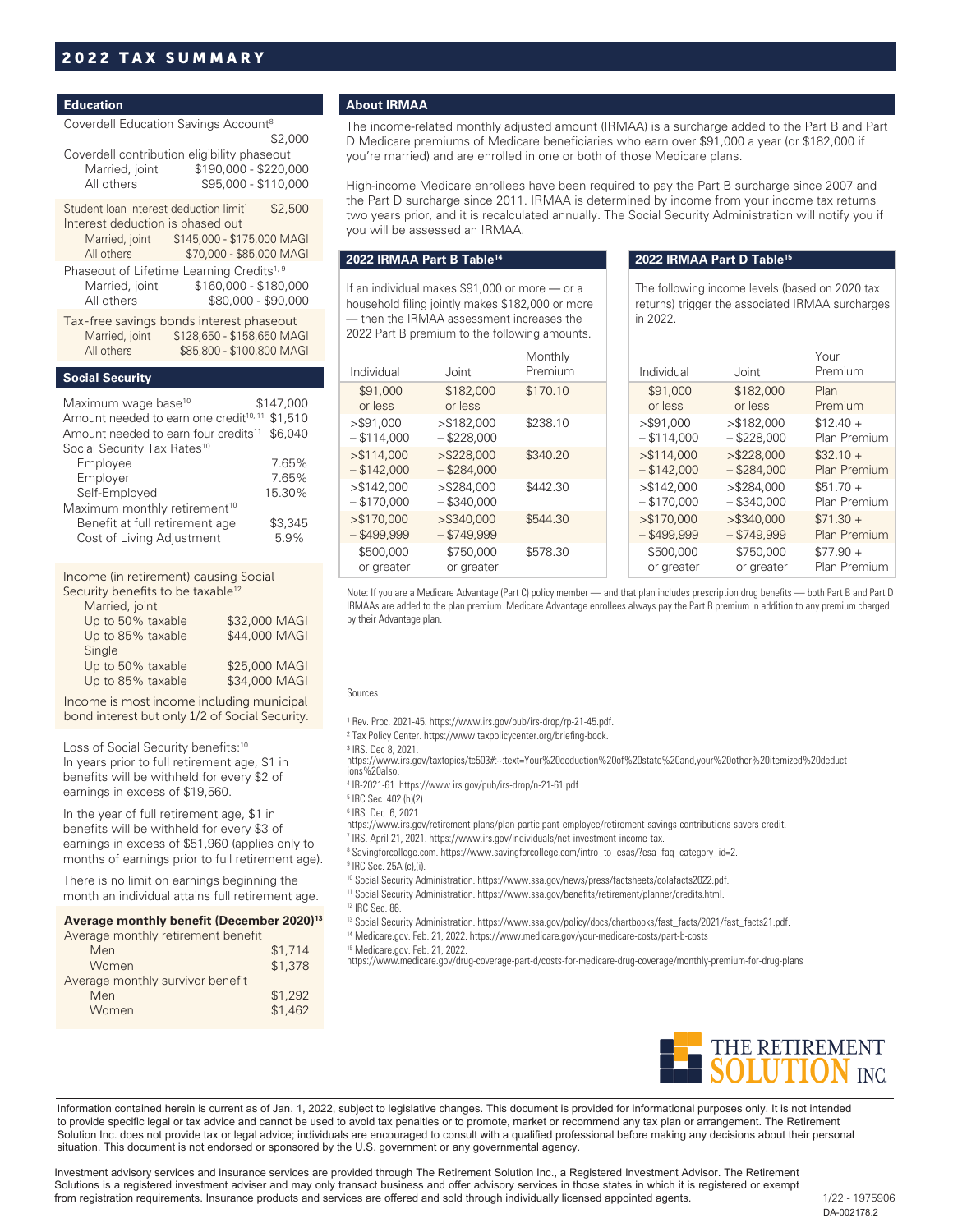# 2022 TAX SUMMARY

## Education

| | |
|---|---|
| Coverdell Education Savings Account[8] | $2,000 |
| Coverdell contribution eligibility phaseout | |
| Married, joint | $190,000 - $220,000 |
| All others | $95,000 - $110,000 |

| | |
|---|---|
| Student loan interest deduction limit[1] | $2,500 |
| Interest deduction is phased out | |
| Married, joint | $145,000 - $175,000 MAGI |
| All others | $70,000 - $85,000 MAGI |

| | |
|---|---|
| Phaseout of Lifetime Learning Credits[1, 9] | |
| Married, joint | $160,000 - $180,000 |
| All others | $80,000 - $90,000 |

| | |
|---|---|
| Tax-free savings bonds interest phaseout | |
| Married, joint | $128,650 - $158,650 MAGI |
| All others | $85,800 - $100,800 MAGI |

## Social Security

| | |
|---|---|
| Maximum wage base[10] | $147,000 |
| Amount needed to earn one credit[10, 11] | $1,510 |
| Amount needed to earn four credits[11] | $6,040 |
| Social Security Tax Rates[10] | |
| Employee | 7.65% |
| Employer | 7.65% |
| Self-Employed | 15.30% |
| Maximum monthly retirement[10] | |
| Benefit at full retirement age | $3,345 |
| Cost of Living Adjustment | 5.9% |

| | |
|---|---|
| Income (in retirement) causing Social Security benefits to be taxable[12] | |
| Married, joint | |
| Up to 50% taxable | $32,000 MAGI |
| Up to 85% taxable | $44,000 MAGI |
| Single | |
| Up to 50% taxable | $25,000 MAGI |
| Up to 85% taxable | $34,000 MAGI |

Income is most income including municipal bond interest but only 1/2 of Social Security.

Loss of Social Security benefits:[10]
In years prior to full retirement age, $1 in benefits will be withheld for every $2 of earnings in excess of $19,560.

In the year of full retirement age, $1 in benefits will be withheld for every $3 of earnings in excess of $51,960 (applies only to months of earnings prior to full retirement age).

There is no limit on earnings beginning the month an individual attains full retirement age.

**Average monthly benefit (December 2020)[13]**

| | |
|---|---|
| Average monthly retirement benefit | |
| Men | $1,714 |
| Women | $1,378 |
| Average monthly survivor benefit | |
| Men | $1,292 |
| Women | $1,462 |

## About IRMAA

The income-related monthly adjusted amount (IRMAA) is a surcharge added to the Part B and Part D Medicare premiums of Medicare beneficiaries who earn over $91,000 a year (or $182,000 if you're married) and are enrolled in one or both of those Medicare plans.

High-income Medicare enrollees have been required to pay the Part B surcharge since 2007 and the Part D surcharge since 2011. IRMAA is determined by income from your income tax returns two years prior, and it is recalculated annually. The Social Security Administration will notify you if you will be assessed an IRMAA.

### 2022 IRMAA Part B Table[14]

If an individual makes $91,000 or more — or a household filing jointly makes $182,000 or more — then the IRMAA assessment increases the 2022 Part B premium to the following amounts.

| Individual | Joint | Monthly Premium |
|---|---|---|
| $91,000 or less | $182,000 or less | $170.10 |
| >$91,000 – $114,000 | >$182,000 – $228,000 | $238.10 |
| >$114,000 – $142,000 | >$228,000 – $284,000 | $340.20 |
| >$142,000 – $170,000 | >$284,000 – $340,000 | $442.30 |
| >$170,000 – $499,999 | >$340,000 – $749,999 | $544.30 |
| $500,000 or greater | $750,000 or greater | $578.30 |

### 2022 IRMAA Part D Table[15]

The following income levels (based on 2020 tax returns) trigger the associated IRMAA surcharges in 2022.

| Individual | Joint | Your Premium |
|---|---|---|
| $91,000 or less | $182,000 or less | Plan Premium |
| >$91,000 – $114,000 | >$182,000 – $228,000 | $12.40 + Plan Premium |
| >$114,000 – $142,000 | >$228,000 – $284,000 | $32.10 + Plan Premium |
| >$142,000 – $170,000 | >$284,000 – $340,000 | $51.70 + Plan Premium |
| >$170,000 – $499,999 | >$340,000 – $749,999 | $71.30 + Plan Premium |
| $500,000 or greater | $750,000 or greater | $77.90 + Plan Premium |

Note: If you are a Medicare Advantage (Part C) policy member — and that plan includes prescription drug benefits — both Part B and Part D IRMAAs are added to the plan premium. Medicare Advantage enrollees always pay the Part B premium in addition to any premium charged by their Advantage plan.

Sources

[1] Rev. Proc. 2021-45. https://www.irs.gov/pub/irs-drop/rp-21-45.pdf.
[2] Tax Policy Center. https://www.taxpolicycenter.org/briefing-book.
[3] IRS. Dec 8, 2021. https://www.irs.gov/taxtopics/tc503#:~:text=Your%20deduction%20of%20state%20and,your%20other%20itemized%20deductions%20also.
[4] IR-2021-61. https://www.irs.gov/pub/irs-drop/n-21-61.pdf.
[5] IRC Sec. 402 (h)(2).
[6] IRS. Dec. 6, 2021. https://www.irs.gov/retirement-plans/plan-participant-employee/retirement-savings-contributions-savers-credit.
[7] IRS. April 21, 2021. https://www.irs.gov/individuals/net-investment-income-tax.
[8] Savingforcollege.com. https://www.savingforcollege.com/intro_to_esas/?esa_faq_category_id=2.
[9] IRC Sec. 25A (c),(i).
[10] Social Security Administration. https://www.ssa.gov/news/press/factsheets/colafacts2022.pdf.
[11] Social Security Administration. https://www.ssa.gov/benefits/retirement/planner/credits.html.
[12] IRC Sec. 86.
[13] Social Security Administration. https://www.ssa.gov/policy/docs/chartbooks/fast_facts/2021/fast_facts21.pdf.
[14] Medicare.gov. Feb. 21, 2022. https://www.medicare.gov/your-medicare-costs/part-b-costs
[15] Medicare.gov. Feb. 21, 2022. https://www.medicare.gov/drug-coverage-part-d/costs-for-medicare-drug-coverage/monthly-premium-for-drug-plans

THE RETIREMENT SOLUTION INC.

Information contained herein is current as of Jan. 1, 2022, subject to legislative changes. This document is provided for informational purposes only. It is not intended to provide specific legal or tax advice and cannot be used to avoid tax penalties or to promote, market or recommend any tax plan or arrangement. The Retirement Solution Inc. does not provide tax or legal advice; individuals are encouraged to consult with a qualified professional before making any decisions about their personal situation. This document is not endorsed or sponsored by the U.S. government or any governmental agency.

Investment advisory services and insurance services are provided through The Retirement Solution Inc., a Registered Investment Advisor. The Retirement Solutions is a registered investment adviser and may only transact business and offer advisory services in those states in which it is registered or exempt from registration requirements. Insurance products and services are offered and sold through individually licensed appointed agents.

1/22 - 1975906
DA-002178.2